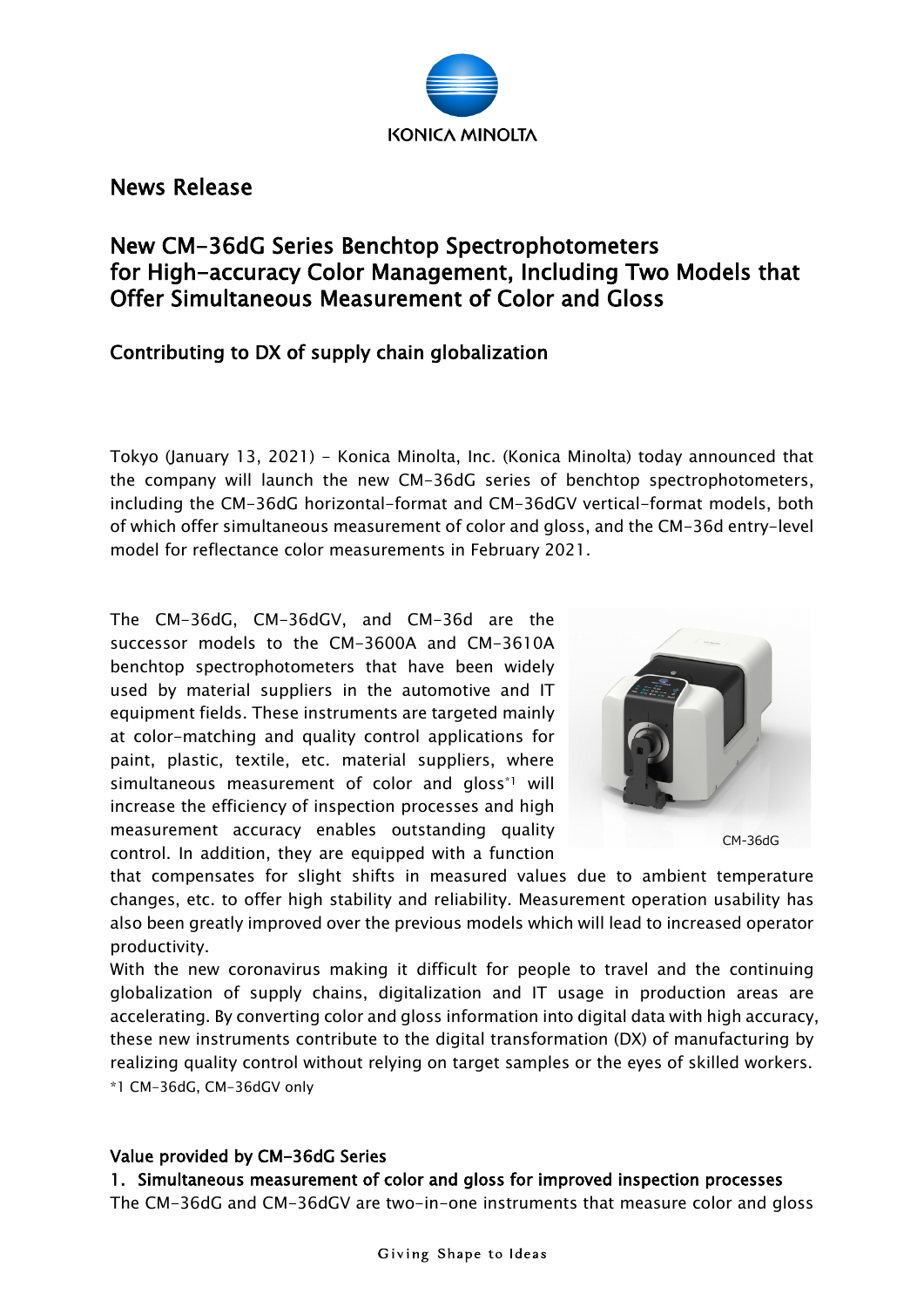# News Release

## New CM-36dG Series Benchtop Spectrophotometers for High-accuracy Color Management, Including Two Models that Offer Simultaneous Measurement of Color and Gloss

### Contributing to DX of supply chain globalization

Tokyo (January 13, 2021) - Konica Minolta, Inc. (Konica Minolta) today announced that the company will launch the new CM-36dG series of benchtop spectrophotometers, including the CM-36dG horizontal-format and CM-36dGV vertical-format models, both of which offer simultaneous measurement of color and gloss, and the CM-36d entry-level model for reflectance color measurements in February 2021.

The CM-36dG, CM-36dGV, and CM-36d are the successor models to the CM-3600A and CM-3610A benchtop spectrophotometers that have been widely used by material suppliers in the automotive and IT equipment fields. These instruments are targeted mainly at color-matching and quality control applications for paint, plastic, textile, etc. material suppliers, where simultaneous measurement of color and gloss*1 will increase the efficiency of inspection processes and high measurement accuracy enables outstanding quality control. In addition, they are equipped with a function that compensates for slight shifts in measured values due to ambient temperature changes, etc. to offer high stability and reliability. Measurement operation usability has also been greatly improved over the previous models which will lead to increased operator productivity.

CM-36dG

With the new coronavirus making it difficult for people to travel and the continuing globalization of supply chains, digitalization and IT usage in production areas are accelerating. By converting color and gloss information into digital data with high accuracy, these new instruments contribute to the digital transformation (DX) of manufacturing by realizing quality control without relying on target samples or the eyes of skilled workers.

*1 CM-36dG, CM-36dGV only

#### Value provided by CM-36dG Series

**1. Simultaneous measurement of color and gloss for improved inspection processes**

The CM-36dG and CM-36dGV are two-in-one instruments that measure color and gloss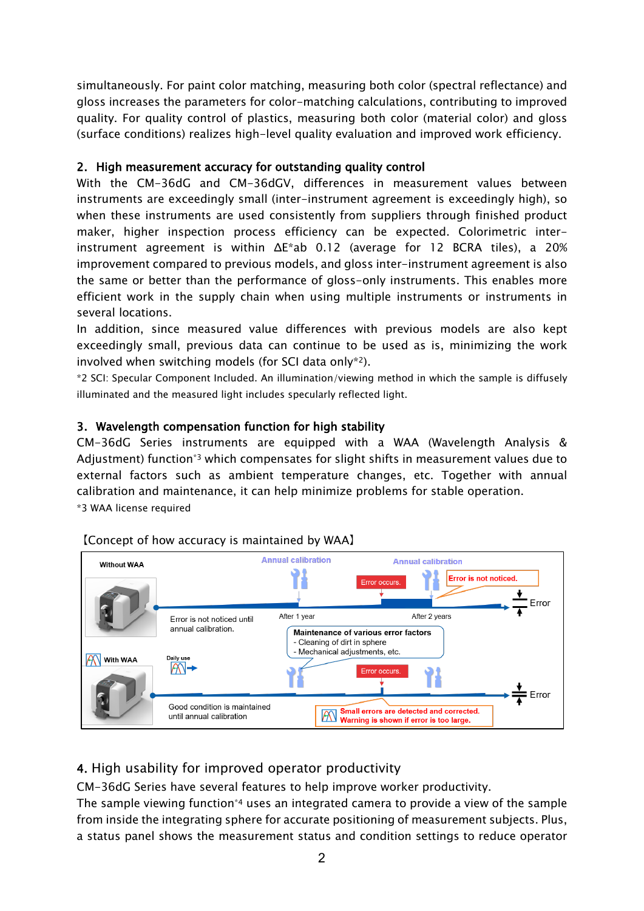simultaneously. For paint color matching, measuring both color (spectral reflectance) and gloss increases the parameters for color-matching calculations, contributing to improved quality. For quality control of plastics, measuring both color (material color) and gloss (surface conditions) realizes high-level quality evaluation and improved work efficiency.

## 2. High measurement accuracy for outstanding quality control

With the CM-36dG and CM-36dGV, differences in measurement values between instruments are exceedingly small (inter-instrument agreement is exceedingly high), so when these instruments are used consistently from suppliers through finished product maker, higher inspection process efficiency can be expected. Colorimetric inter-instrument agreement is within ΔE*ab 0.12 (average for 12 BCRA tiles), a 20% improvement compared to previous models, and gloss inter-instrument agreement is also the same or better than the performance of gloss-only instruments. This enables more efficient work in the supply chain when using multiple instruments or instruments in several locations.

In addition, since measured value differences with previous models are also kept exceedingly small, previous data can continue to be used as is, minimizing the work involved when switching models (for SCI data only*2).

*2 SCI: Specular Component Included. An illumination/viewing method in which the sample is diffusely illuminated and the measured light includes specularly reflected light.

## 3. Wavelength compensation function for high stability

CM-36dG Series instruments are equipped with a WAA (Wavelength Analysis & Adjustment) function*3 which compensates for slight shifts in measurement values due to external factors such as ambient temperature changes, etc. Together with annual calibration and maintenance, it can help minimize problems for stable operation.

*3 WAA license required

【Concept of how accuracy is maintained by WAA】

Without WAA — Annual calibration — Error occurs. — Annual calibration — Error is not noticed. — Error

Error is not noticed until annual calibration. — After 1 year — After 2 years

Maintenance of various error factors
- Cleaning of dirt in sphere
- Mechanical adjustments, etc.

With WAA — Daily use — Error occurs. — Error

Good condition is maintained until annual calibration

Small errors are detected and corrected. Warning is shown if error is too large.

## 4. High usability for improved operator productivity

CM-36dG Series have several features to help improve worker productivity.

The sample viewing function*4 uses an integrated camera to provide a view of the sample from inside the integrating sphere for accurate positioning of measurement subjects. Plus, a status panel shows the measurement status and condition settings to reduce operator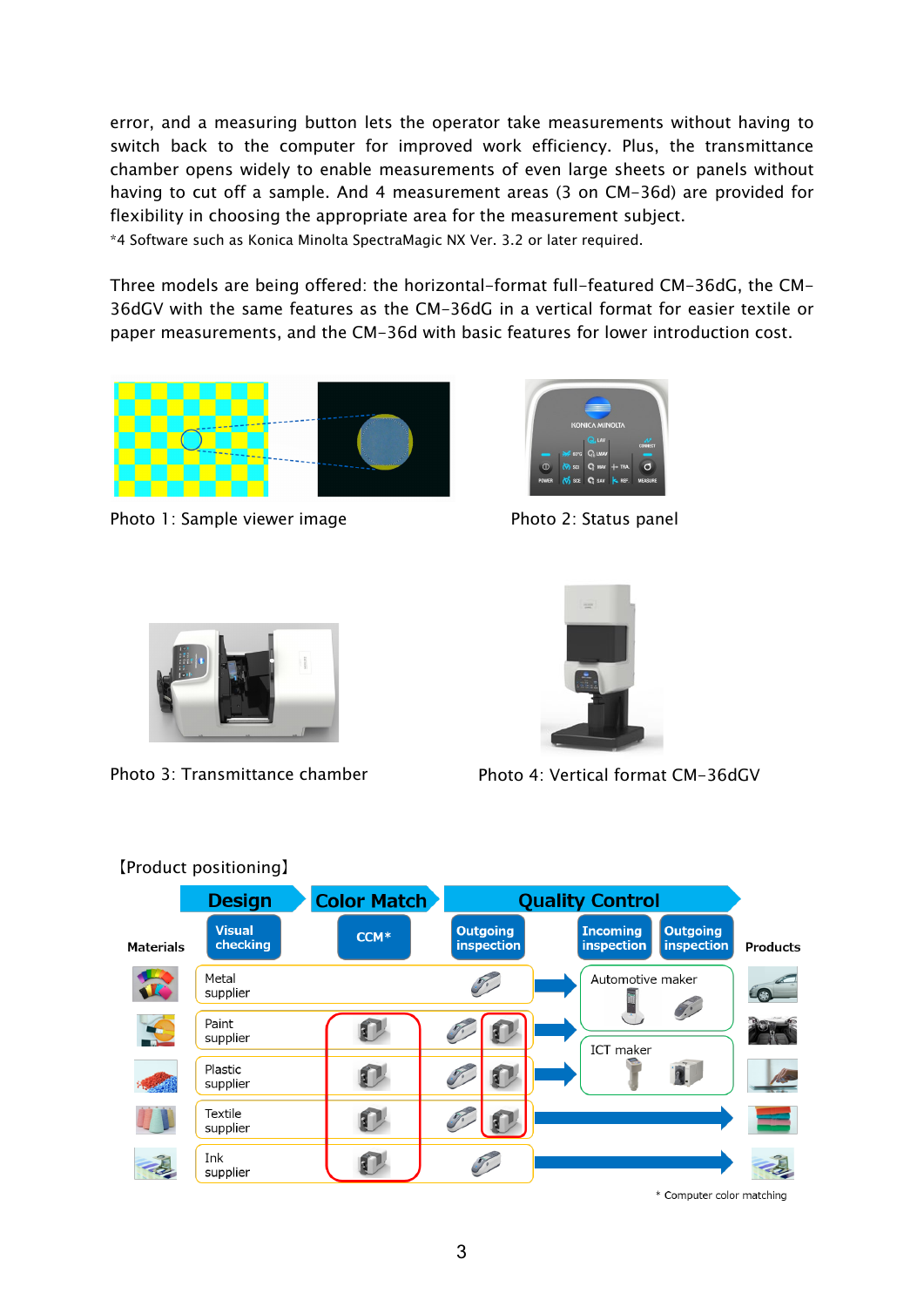error, and a measuring button lets the operator take measurements without having to switch back to the computer for improved work efficiency. Plus, the transmittance chamber opens widely to enable measurements of even large sheets or panels without having to cut off a sample. And 4 measurement areas (3 on CM-36d) are provided for flexibility in choosing the appropriate area for the measurement subject.

*4 Software such as Konica Minolta SpectraMagic NX Ver. 3.2 or later required.

Three models are being offered: the horizontal-format full-featured CM-36dG, the CM-36dGV with the same features as the CM-36dG in a vertical format for easier textile or paper measurements, and the CM-36d with basic features for lower introduction cost.

Photo 1: Sample viewer image

Photo 2: Status panel

Photo 3: Transmittance chamber

Photo 4: Vertical format CM-36dGV

【Product positioning】

| | Design | Color Match | Quality Control | | | |
|---|---|---|---|---|---|---|
| Materials | Visual checking | CCM* | Outgoing inspection | Incoming inspection | Outgoing inspection | Products |
| | Metal supplier | | | Automotive maker | | |
| | Paint supplier | | | | | |
| | Plastic supplier | | | ICT maker | | |
| | Textile supplier | | | | | |
| | Ink supplier | | | | | |

\* Computer color matching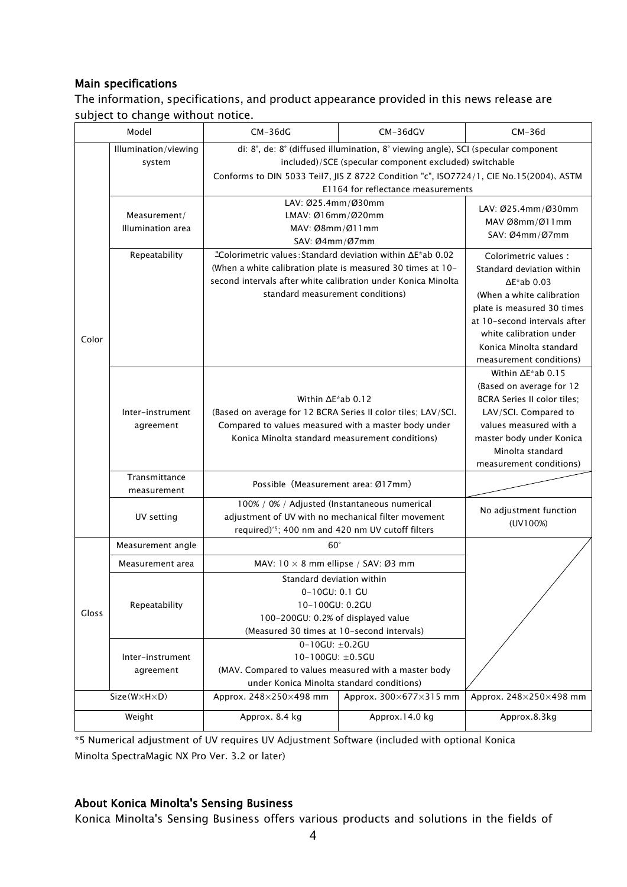## Main specifications

The information, specifications, and product appearance provided in this news release are subject to change without notice.

| Model | | CM-36dG | CM-36dGV | CM-36d |
|---|---|---|---|---|
| Color | Illumination/viewing system | di: 8°, de: 8° (diffused illumination, 8° viewing angle), SCI (specular component included)/SCE (specular component excluded) switchable<br>Conforms to DIN 5033 Teil7, JIS Z 8722 Condition "c", ISO7724/1, CIE No.15(2004)、ASTM E1164 for reflectance measurements | | |
| | Measurement/ Illumination area | LAV: Ø25.4mm/Ø30mm<br>LMAV: Ø16mm/Ø20mm<br>MAV: Ø8mm/Ø11mm<br>SAV: Ø4mm/Ø7mm | | LAV: Ø25.4mm/Ø30mm<br>MAV Ø8mm/Ø11mm<br>SAV: Ø4mm/Ø7mm |
| | Repeatability | "Colorimetric values: Standard deviation within ΔE*ab 0.02 (When a white calibration plate is measured 30 times at 10-second intervals after white calibration under Konica Minolta standard measurement conditions) | | Colorimetric values : Standard deviation within ΔE*ab 0.03 (When a white calibration plate is measured 30 times at 10-second intervals after white calibration under Konica Minolta standard measurement conditions) |
| | Inter-instrument agreement | Within ΔE*ab 0.12<br>(Based on average for 12 BCRA Series II color tiles; LAV/SCI. Compared to values measured with a master body under Konica Minolta standard measurement conditions) | | Within ΔE*ab 0.15 (Based on average for 12 BCRA Series II color tiles; LAV/SCI. Compared to values measured with a master body under Konica Minolta standard measurement conditions) |
| | Transmittance measurement | Possible（Measurement area: Ø17mm) | | |
| | UV setting | 100% / 0% / Adjusted (Instantaneous numerical adjustment of UV with no mechanical filter movement required)*5; 400 nm and 420 nm UV cutoff filters | | No adjustment function (UV100%) |
| Gloss | Measurement angle | 60° | | |
| | Measurement area | MAV: 10 × 8 mm ellipse / SAV: Ø3 mm | | |
| | Repeatability | Standard deviation within<br>0-10GU: 0.1 GU<br>10-100GU: 0.2GU<br>100-200GU: 0.2% of displayed value<br>(Measured 30 times at 10-second intervals) | | |
| | Inter-instrument agreement | 0-10GU: ±0.2GU<br>10-100GU: ±0.5GU<br>(MAV. Compared to values measured with a master body under Konica Minolta standard conditions) | | |
| Size(W×H×D) | | Approx. 248×250×498 mm | Approx. 300×677×315 mm | Approx. 248×250×498 mm |
| Weight | | Approx. 8.4 kg | Approx.14.0 kg | Approx.8.3kg |

*5 Numerical adjustment of UV requires UV Adjustment Software (included with optional Konica Minolta SpectraMagic NX Pro Ver. 3.2 or later)

## About Konica Minolta's Sensing Business

Konica Minolta's Sensing Business offers various products and solutions in the fields of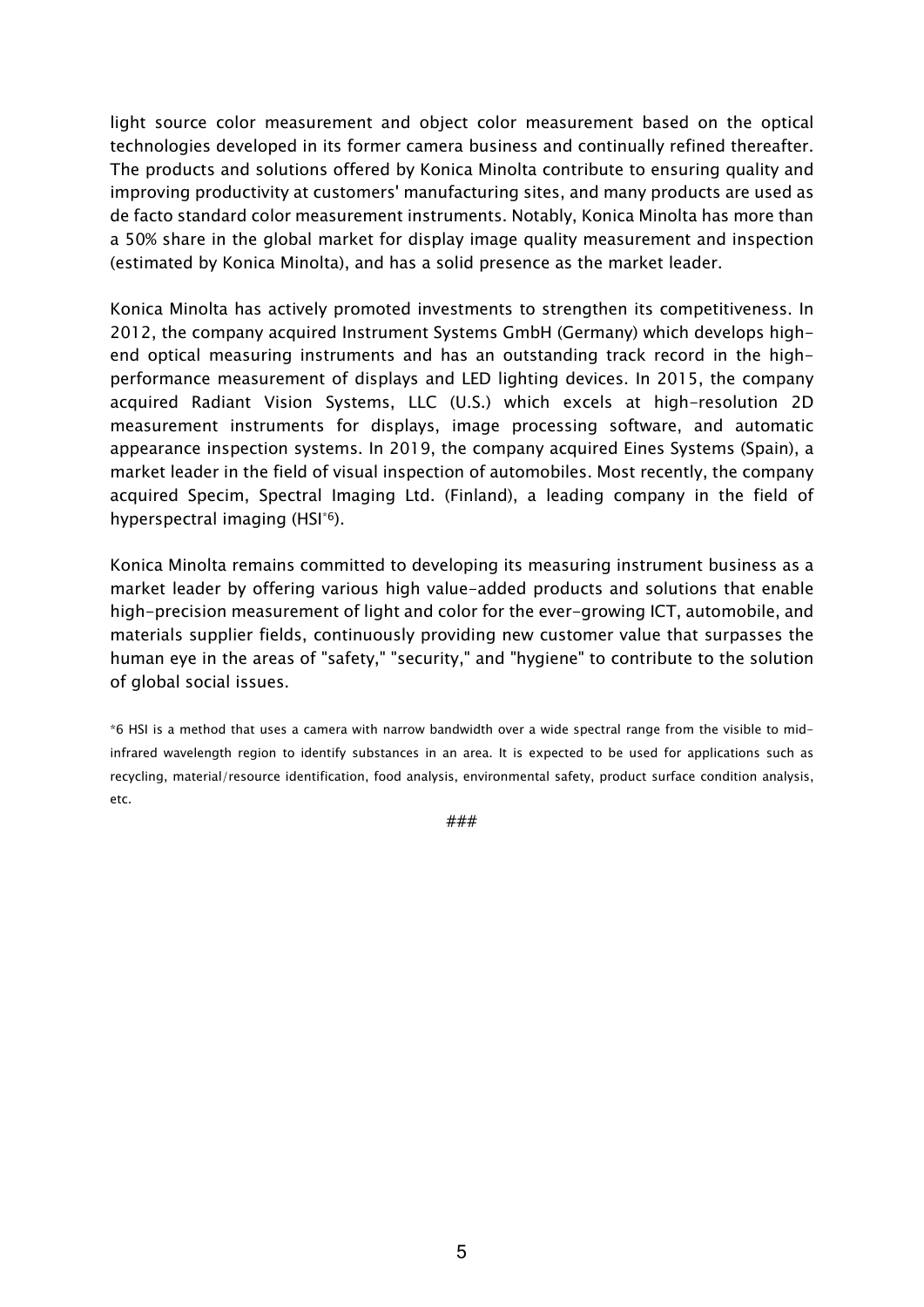light source color measurement and object color measurement based on the optical technologies developed in its former camera business and continually refined thereafter. The products and solutions offered by Konica Minolta contribute to ensuring quality and improving productivity at customers' manufacturing sites, and many products are used as de facto standard color measurement instruments. Notably, Konica Minolta has more than a 50% share in the global market for display image quality measurement and inspection (estimated by Konica Minolta), and has a solid presence as the market leader.

Konica Minolta has actively promoted investments to strengthen its competitiveness. In 2012, the company acquired Instrument Systems GmbH (Germany) which develops high-end optical measuring instruments and has an outstanding track record in the high-performance measurement of displays and LED lighting devices. In 2015, the company acquired Radiant Vision Systems, LLC (U.S.) which excels at high-resolution 2D measurement instruments for displays, image processing software, and automatic appearance inspection systems. In 2019, the company acquired Eines Systems (Spain), a market leader in the field of visual inspection of automobiles. Most recently, the company acquired Specim, Spectral Imaging Ltd. (Finland), a leading company in the field of hyperspectral imaging (HSI[*6]).

Konica Minolta remains committed to developing its measuring instrument business as a market leader by offering various high value-added products and solutions that enable high-precision measurement of light and color for the ever-growing ICT, automobile, and materials supplier fields, continuously providing new customer value that surpasses the human eye in the areas of "safety," "security," and "hygiene" to contribute to the solution of global social issues.

*6 HSI is a method that uses a camera with narrow bandwidth over a wide spectral range from the visible to mid-infrared wavelength region to identify substances in an area. It is expected to be used for applications such as recycling, material/resource identification, food analysis, environmental safety, product surface condition analysis, etc.

###